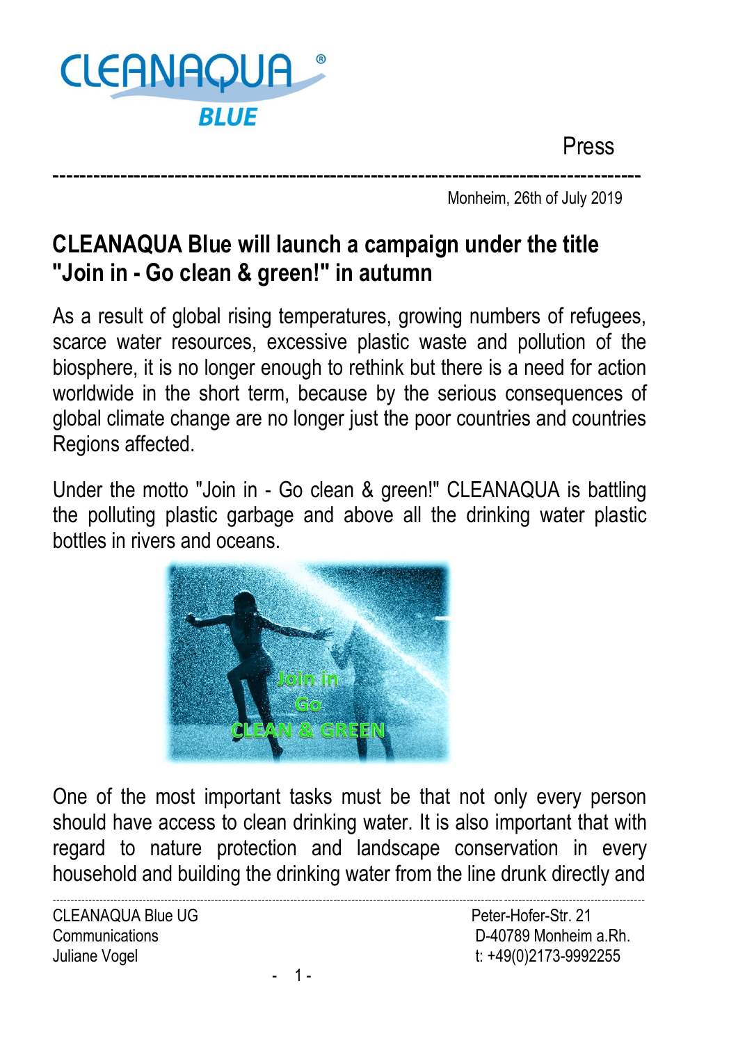Press

Monheim, 26th of July 2019

# CLEANAQUA Blue will launch a campaign under the title "Join in - Go clean & green!" in autumn

As a result of global rising temperatures, growing numbers of refugees, scarce water resources, excessive plastic waste and pollution of the biosphere, it is no longer enough to rethink but there is a need for action worldwide in the short term, because by the serious consequences of global climate change are no longer just the poor countries and countries Regions affected.

Under the motto "Join in - Go clean & green!" CLEANAQUA is battling the polluting plastic garbage and above all the drinking water plastic bottles in rivers and oceans.

One of the most important tasks must be that not only every person should have access to clean drinking water. It is also important that with regard to nature protection and landscape conservation in every household and building the drinking water from the line drunk directly and

CLEANAQUA Blue UG
Communications
Juliane Vogel

Peter-Hofer-Str. 21
D-40789 Monheim a.Rh.
t: +49(0)2173-9992255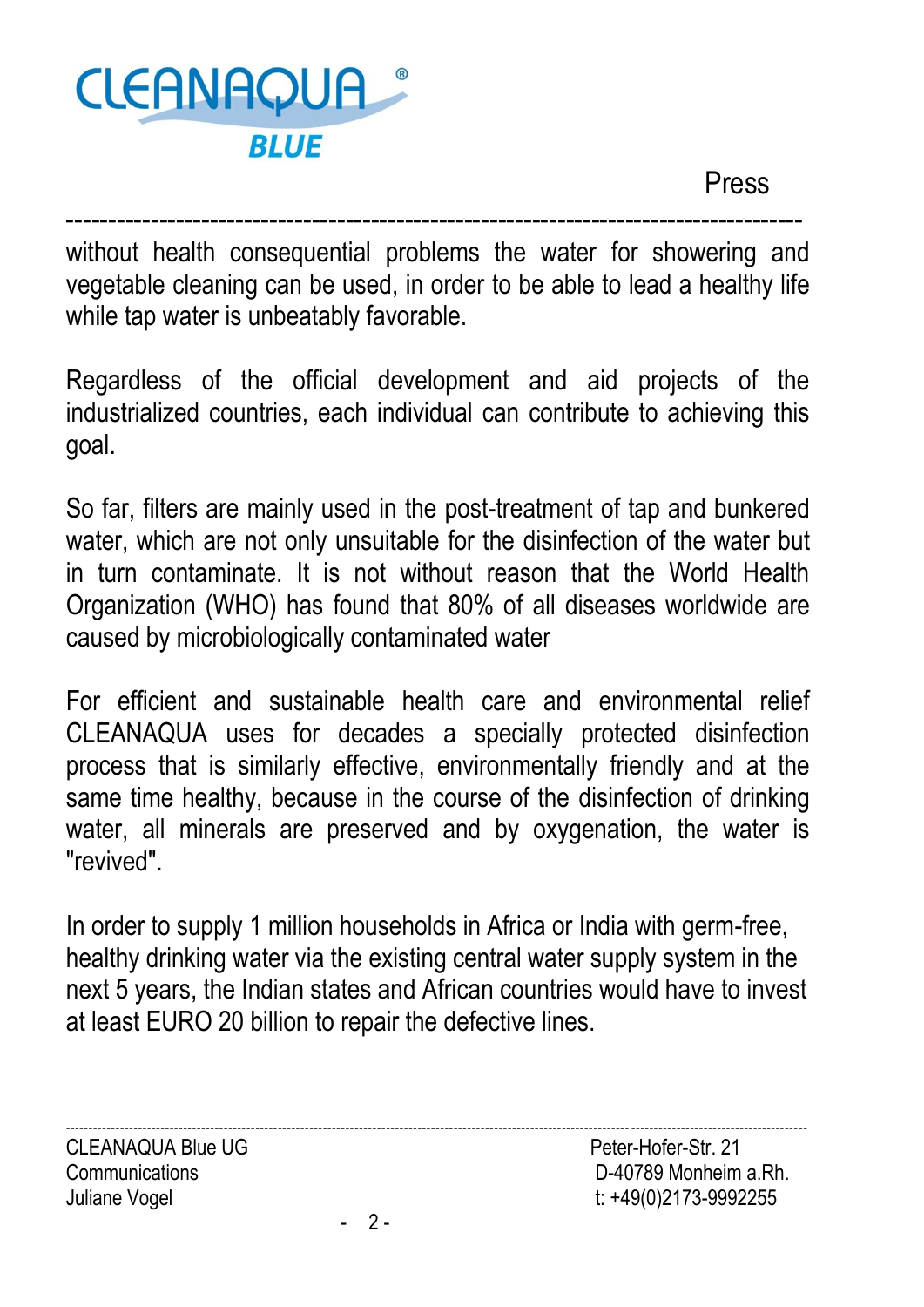without health consequential problems the water for showering and vegetable cleaning can be used, in order to be able to lead a healthy life while tap water is unbeatably favorable.

Regardless of the official development and aid projects of the industrialized countries, each individual can contribute to achieving this goal.

So far, filters are mainly used in the post-treatment of tap and bunkered water, which are not only unsuitable for the disinfection of the water but in turn contaminate. It is not without reason that the World Health Organization (WHO) has found that 80% of all diseases worldwide are caused by microbiologically contaminated water

For efficient and sustainable health care and environmental relief CLEANAQUA uses for decades a specially protected disinfection process that is similarly effective, environmentally friendly and at the same time healthy, because in the course of the disinfection of drinking water, all minerals are preserved and by oxygenation, the water is "revived".

In order to supply 1 million households in Africa or India with germ-free, healthy drinking water via the existing central water supply system in the next 5 years, the Indian states and African countries would have to invest at least EURO 20 billion to repair the defective lines.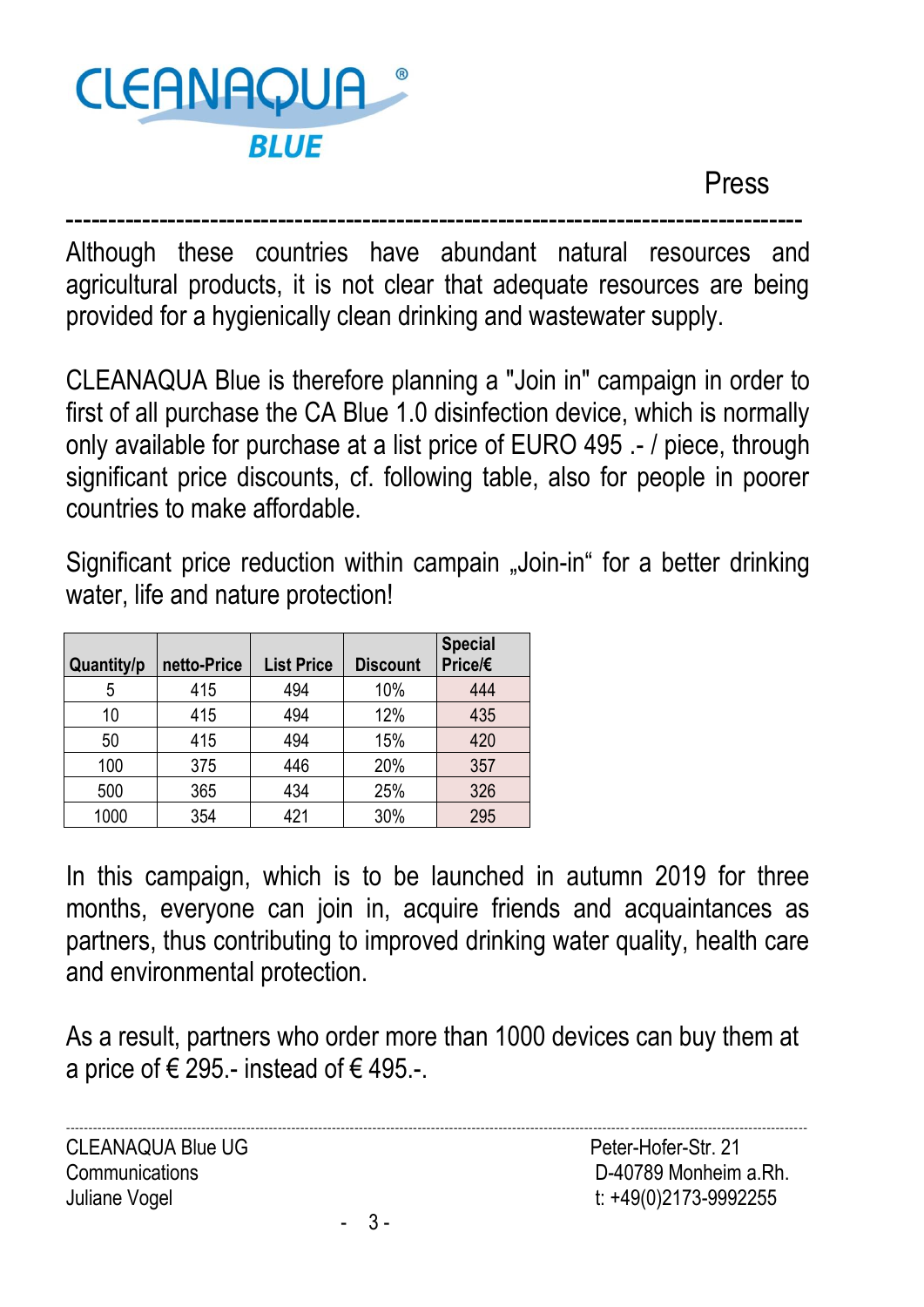Although these countries have abundant natural resources and agricultural products, it is not clear that adequate resources are being provided for a hygienically clean drinking and wastewater supply.

CLEANAQUA Blue is therefore planning a "Join in" campaign in order to first of all purchase the CA Blue 1.0 disinfection device, which is normally only available for purchase at a list price of EURO 495 .- / piece, through significant price discounts, cf. following table, also for people in poorer countries to make affordable.

Significant price reduction within campain „Join-in“ for a better drinking water, life and nature protection!

| Quantity/p | netto-Price | List Price | Discount | Special Price/€ |
|---|---|---|---|---|
| 5 | 415 | 494 | 10% | 444 |
| 10 | 415 | 494 | 12% | 435 |
| 50 | 415 | 494 | 15% | 420 |
| 100 | 375 | 446 | 20% | 357 |
| 500 | 365 | 434 | 25% | 326 |
| 1000 | 354 | 421 | 30% | 295 |

In this campaign, which is to be launched in autumn 2019 for three months, everyone can join in, acquire friends and acquaintances as partners, thus contributing to improved drinking water quality, health care and environmental protection.

As a result, partners who order more than 1000 devices can buy them at a price of € 295.- instead of € 495.-.

CLEANAQUA Blue UG
Communications
Juliane Vogel

Peter-Hofer-Str. 21
D-40789 Monheim a.Rh.
t: +49(0)2173-9992255